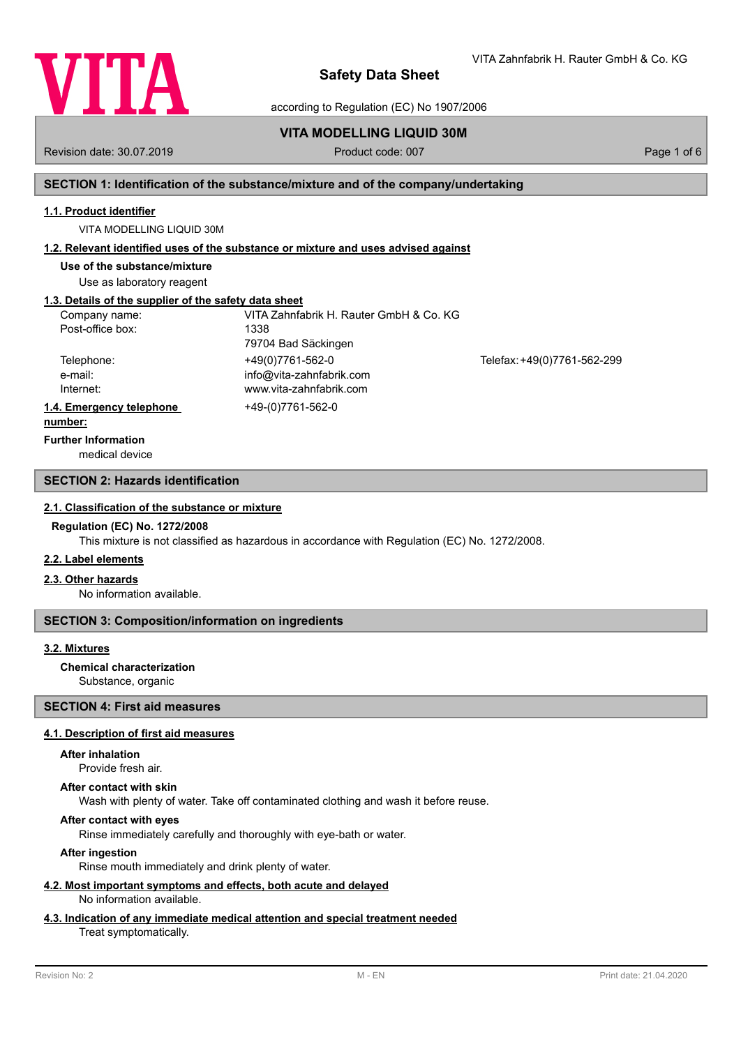# Safety Data Sheet

according to Regulation (EC) No 1907/2006

## VITA MODELLING LIQUID 30M

Revision date: 30.07.2019 | Product code: 007

## SECTION 1: Identification of the substance/mixture and of the company/undertaking

### 1.1. Product identifier

VITA MODELLING LIQUID 30M

### 1.2. Relevant identified uses of the substance or mixture and uses advised against

**Use of the substance/mixture**

Use as laboratory reagent

### 1.3. Details of the supplier of the safety data sheet

| | | |
|---|---|---|
| Company name: | VITA Zahnfabrik H. Rauter GmbH & Co. KG | |
| Post-office box: | 1338 | |
| | 79704 Bad Säckingen | |
| Telephone: | +49(0)7761-562-0 | Telefax: +49(0)7761-562-299 |
| e-mail: | info@vita-zahnfabrik.com | |
| Internet: | www.vita-zahnfabrik.com | |

### 1.4. Emergency telephone number:

+49-(0)7761-562-0

**Further Information**

medical device

## SECTION 2: Hazards identification

### 2.1. Classification of the substance or mixture

**Regulation (EC) No. 1272/2008**

This mixture is not classified as hazardous in accordance with Regulation (EC) No. 1272/2008.

### 2.2. Label elements

### 2.3. Other hazards

No information available.

## SECTION 3: Composition/information on ingredients

### 3.2. Mixtures

**Chemical characterization**

Substance, organic

## SECTION 4: First aid measures

### 4.1. Description of first aid measures

**After inhalation**

Provide fresh air.

**After contact with skin**

Wash with plenty of water. Take off contaminated clothing and wash it before reuse.

**After contact with eyes**

Rinse immediately carefully and thoroughly with eye-bath or water.

**After ingestion**

Rinse mouth immediately and drink plenty of water.

### 4.2. Most important symptoms and effects, both acute and delayed

No information available.

### 4.3. Indication of any immediate medical attention and special treatment needed

Treat symptomatically.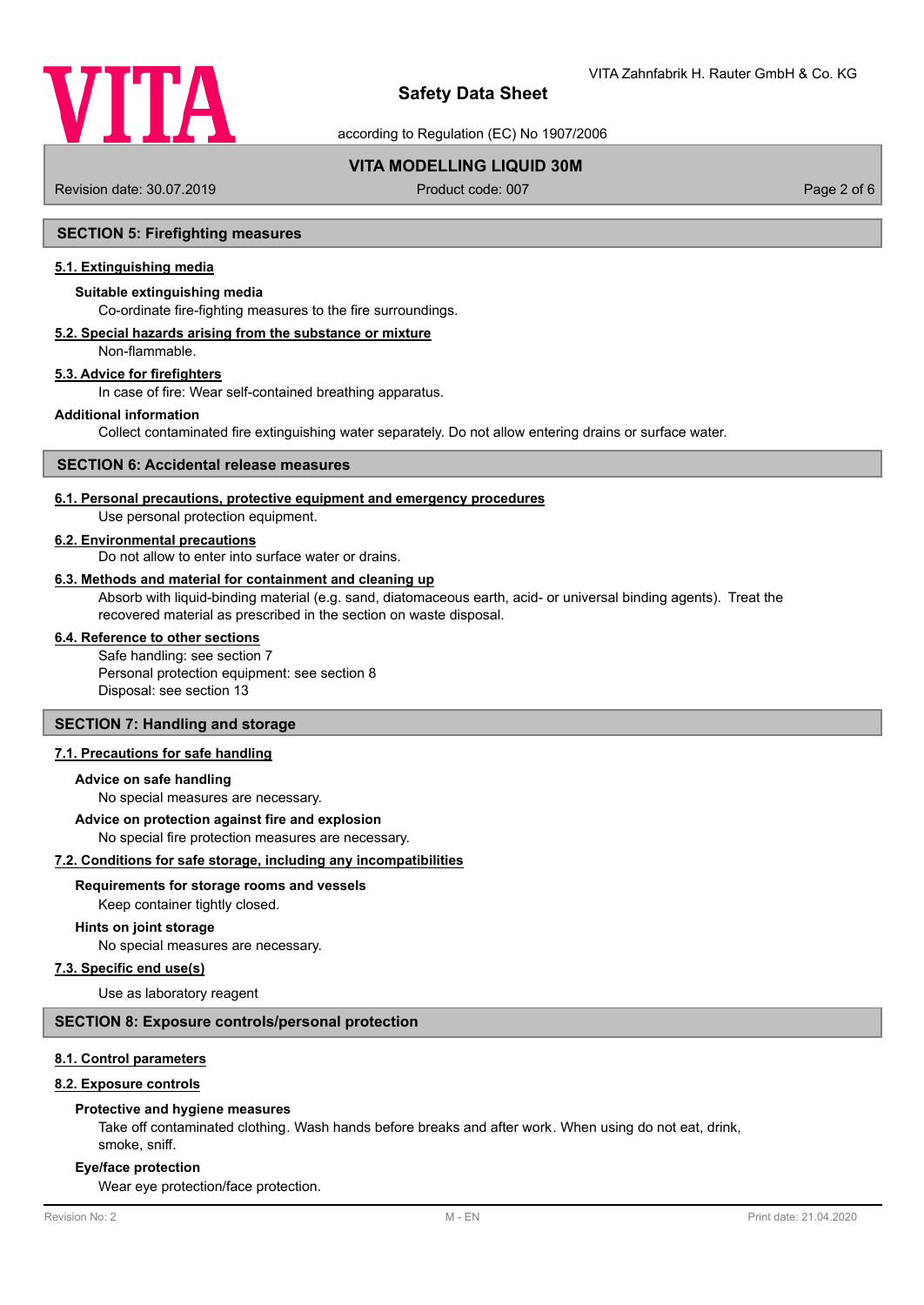## SECTION 5: Firefighting measures

### 5.1. Extinguishing media

**Suitable extinguishing media**

Co-ordinate fire-fighting measures to the fire surroundings.

### 5.2. Special hazards arising from the substance or mixture

Non-flammable.

### 5.3. Advice for firefighters

In case of fire: Wear self-contained breathing apparatus.

**Additional information**

Collect contaminated fire extinguishing water separately. Do not allow entering drains or surface water.

## SECTION 6: Accidental release measures

### 6.1. Personal precautions, protective equipment and emergency procedures

Use personal protection equipment.

### 6.2. Environmental precautions

Do not allow to enter into surface water or drains.

### 6.3. Methods and material for containment and cleaning up

Absorb with liquid-binding material (e.g. sand, diatomaceous earth, acid- or universal binding agents). Treat the recovered material as prescribed in the section on waste disposal.

### 6.4. Reference to other sections

Safe handling: see section 7
Personal protection equipment: see section 8
Disposal: see section 13

## SECTION 7: Handling and storage

### 7.1. Precautions for safe handling

**Advice on safe handling**

No special measures are necessary.

**Advice on protection against fire and explosion**

No special fire protection measures are necessary.

### 7.2. Conditions for safe storage, including any incompatibilities

**Requirements for storage rooms and vessels**

Keep container tightly closed.

**Hints on joint storage**

No special measures are necessary.

### 7.3. Specific end use(s)

Use as laboratory reagent

## SECTION 8: Exposure controls/personal protection

### 8.1. Control parameters

### 8.2. Exposure controls

**Protective and hygiene measures**

Take off contaminated clothing. Wash hands before breaks and after work. When using do not eat, drink, smoke, sniff.

**Eye/face protection**

Wear eye protection/face protection.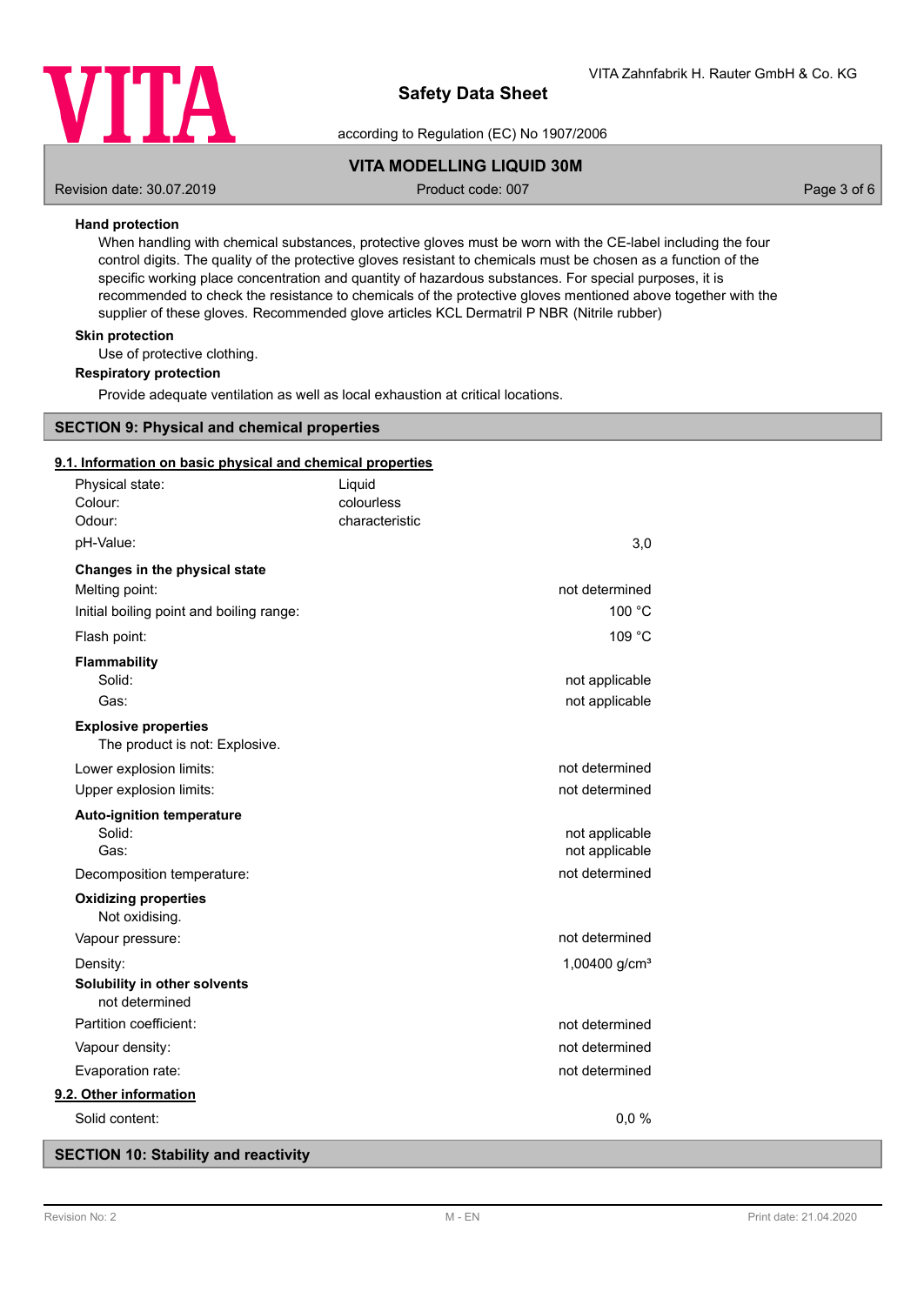**Hand protection**

When handling with chemical substances, protective gloves must be worn with the CE-label including the four control digits. The quality of the protective gloves resistant to chemicals must be chosen as a function of the specific working place concentration and quantity of hazardous substances. For special purposes, it is recommended to check the resistance to chemicals of the protective gloves mentioned above together with the supplier of these gloves. Recommended glove articles KCL Dermatril P NBR (Nitrile rubber)

**Skin protection**

Use of protective clothing.

**Respiratory protection**

Provide adequate ventilation as well as local exhaustion at critical locations.

## SECTION 9: Physical and chemical properties

### 9.1. Information on basic physical and chemical properties

| | | |
|---|---|---|
| Physical state: | Liquid | |
| Colour: | colourless | |
| Odour: | characteristic | |
| pH-Value: | | 3,0 |

**Changes in the physical state**

| | |
|---|---|
| Melting point: | not determined |
| Initial boiling point and boiling range: | 100 °C |
| Flash point: | 109 °C |

**Flammability**

| | |
|---|---|
| Solid: | not applicable |
| Gas: | not applicable |

**Explosive properties**

The product is not: Explosive.

| | |
|---|---|
| Lower explosion limits: | not determined |
| Upper explosion limits: | not determined |

**Auto-ignition temperature**

| | |
|---|---|
| Solid: | not applicable |
| Gas: | not applicable |
| Decomposition temperature: | not determined |

**Oxidizing properties**

Not oxidising.

| | |
|---|---|
| Vapour pressure: | not determined |
| Density: | 1,00400 g/cm³ |

**Solubility in other solvents**

not determined

| | |
|---|---|
| Partition coefficient: | not determined |
| Vapour density: | not determined |
| Evaporation rate: | not determined |

### 9.2. Other information

| | |
|---|---|
| Solid content: | 0,0 % |

## SECTION 10: Stability and reactivity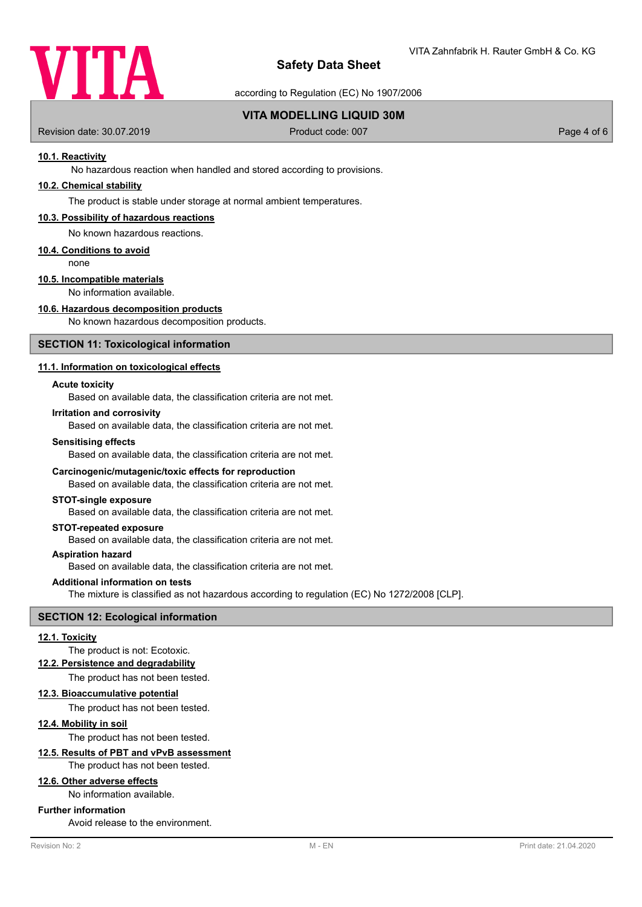### 10.1. Reactivity

No hazardous reaction when handled and stored according to provisions.

### 10.2. Chemical stability

The product is stable under storage at normal ambient temperatures.

### 10.3. Possibility of hazardous reactions

No known hazardous reactions.

### 10.4. Conditions to avoid

none

### 10.5. Incompatible materials

No information available.

### 10.6. Hazardous decomposition products

No known hazardous decomposition products.

## SECTION 11: Toxicological information

### 11.1. Information on toxicological effects

**Acute toxicity**

Based on available data, the classification criteria are not met.

**Irritation and corrosivity**

Based on available data, the classification criteria are not met.

**Sensitising effects**

Based on available data, the classification criteria are not met.

**Carcinogenic/mutagenic/toxic effects for reproduction**

Based on available data, the classification criteria are not met.

**STOT-single exposure**

Based on available data, the classification criteria are not met.

**STOT-repeated exposure**

Based on available data, the classification criteria are not met.

**Aspiration hazard**

Based on available data, the classification criteria are not met.

**Additional information on tests**

The mixture is classified as not hazardous according to regulation (EC) No 1272/2008 [CLP].

## SECTION 12: Ecological information

### 12.1. Toxicity

The product is not: Ecotoxic.

### 12.2. Persistence and degradability

The product has not been tested.

### 12.3. Bioaccumulative potential

The product has not been tested.

### 12.4. Mobility in soil

The product has not been tested.

### 12.5. Results of PBT and vPvB assessment

The product has not been tested.

### 12.6. Other adverse effects

No information available.

**Further information**

Avoid release to the environment.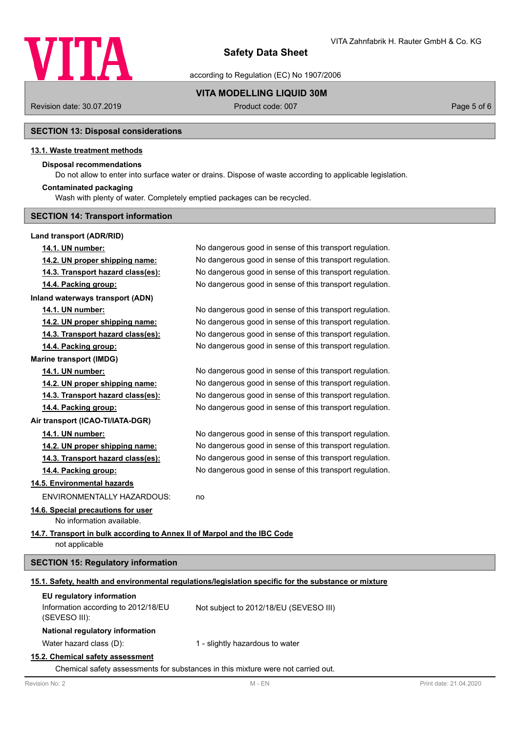## SECTION 13: Disposal considerations

### 13.1. Waste treatment methods

**Disposal recommendations**

Do not allow to enter into surface water or drains. Dispose of waste according to applicable legislation.

**Contaminated packaging**

Wash with plenty of water. Completely emptied packages can be recycled.

## SECTION 14: Transport information

**Land transport (ADR/RID)**

| | |
|---|---|
| **14.1. UN number:** | No dangerous good in sense of this transport regulation. |
| **14.2. UN proper shipping name:** | No dangerous good in sense of this transport regulation. |
| **14.3. Transport hazard class(es):** | No dangerous good in sense of this transport regulation. |
| **14.4. Packing group:** | No dangerous good in sense of this transport regulation. |

**Inland waterways transport (ADN)**

| | |
|---|---|
| **14.1. UN number:** | No dangerous good in sense of this transport regulation. |
| **14.2. UN proper shipping name:** | No dangerous good in sense of this transport regulation. |
| **14.3. Transport hazard class(es):** | No dangerous good in sense of this transport regulation. |
| **14.4. Packing group:** | No dangerous good in sense of this transport regulation. |

**Marine transport (IMDG)**

| | |
|---|---|
| **14.1. UN number:** | No dangerous good in sense of this transport regulation. |
| **14.2. UN proper shipping name:** | No dangerous good in sense of this transport regulation. |
| **14.3. Transport hazard class(es):** | No dangerous good in sense of this transport regulation. |
| **14.4. Packing group:** | No dangerous good in sense of this transport regulation. |

**Air transport (ICAO-TI/IATA-DGR)**

| | |
|---|---|
| **14.1. UN number:** | No dangerous good in sense of this transport regulation. |
| **14.2. UN proper shipping name:** | No dangerous good in sense of this transport regulation. |
| **14.3. Transport hazard class(es):** | No dangerous good in sense of this transport regulation. |
| **14.4. Packing group:** | No dangerous good in sense of this transport regulation. |

### 14.5. Environmental hazards

ENVIRONMENTALLY HAZARDOUS: no

### 14.6. Special precautions for user

No information available.

### 14.7. Transport in bulk according to Annex II of Marpol and the IBC Code

not applicable

## SECTION 15: Regulatory information

### 15.1. Safety, health and environmental regulations/legislation specific for the substance or mixture

**EU regulatory information**

| | |
|---|---|
| Information according to 2012/18/EU (SEVESO III): | Not subject to 2012/18/EU (SEVESO III) |

**National regulatory information**

| | |
|---|---|
| Water hazard class (D): | 1 - slightly hazardous to water |

### 15.2. Chemical safety assessment

Chemical safety assessments for substances in this mixture were not carried out.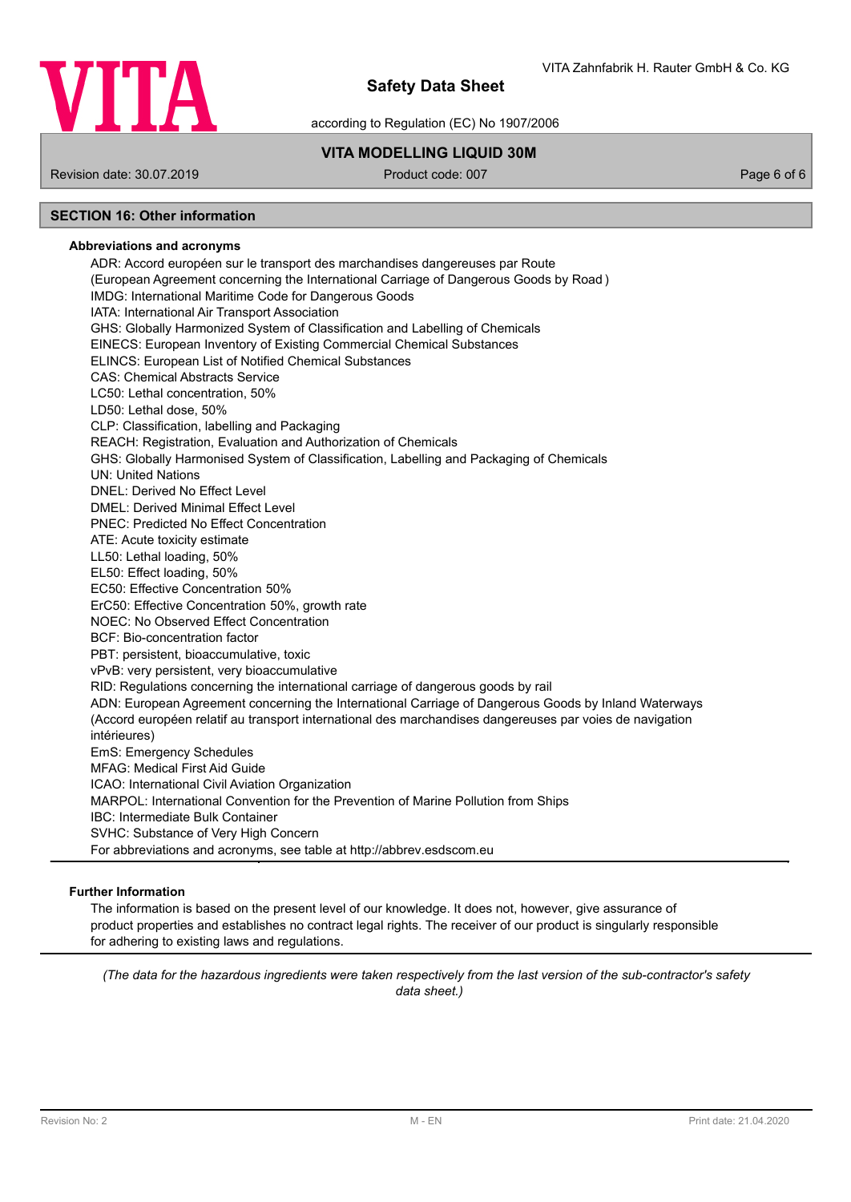## SECTION 16: Other information

**Abbreviations and acronyms**

ADR: Accord européen sur le transport des marchandises dangereuses par Route
(European Agreement concerning the International Carriage of Dangerous Goods by Road )
IMDG: International Maritime Code for Dangerous Goods
IATA: International Air Transport Association
GHS: Globally Harmonized System of Classification and Labelling of Chemicals
EINECS: European Inventory of Existing Commercial Chemical Substances
ELINCS: European List of Notified Chemical Substances
CAS: Chemical Abstracts Service
LC50: Lethal concentration, 50%
LD50: Lethal dose, 50%
CLP: Classification, labelling and Packaging
REACH: Registration, Evaluation and Authorization of Chemicals
GHS: Globally Harmonised System of Classification, Labelling and Packaging of Chemicals
UN: United Nations
DNEL: Derived No Effect Level
DMEL: Derived Minimal Effect Level
PNEC: Predicted No Effect Concentration
ATE: Acute toxicity estimate
LL50: Lethal loading, 50%
EL50: Effect loading, 50%
EC50: Effective Concentration 50%
ErC50: Effective Concentration 50%, growth rate
NOEC: No Observed Effect Concentration
BCF: Bio-concentration factor
PBT: persistent, bioaccumulative, toxic
vPvB: very persistent, very bioaccumulative
RID: Regulations concerning the international carriage of dangerous goods by rail
ADN: European Agreement concerning the International Carriage of Dangerous Goods by Inland Waterways
(Accord européen relatif au transport international des marchandises dangereuses par voies de navigation intérieures)
EmS: Emergency Schedules
MFAG: Medical First Aid Guide
ICAO: International Civil Aviation Organization
MARPOL: International Convention for the Prevention of Marine Pollution from Ships
IBC: Intermediate Bulk Container
SVHC: Substance of Very High Concern
For abbreviations and acronyms, see table at http://abbrev.esdscom.eu

**Further Information**

The information is based on the present level of our knowledge. It does not, however, give assurance of product properties and establishes no contract legal rights. The receiver of our product is singularly responsible for adhering to existing laws and regulations.

*(The data for the hazardous ingredients were taken respectively from the last version of the sub-contractor's safety data sheet.)*